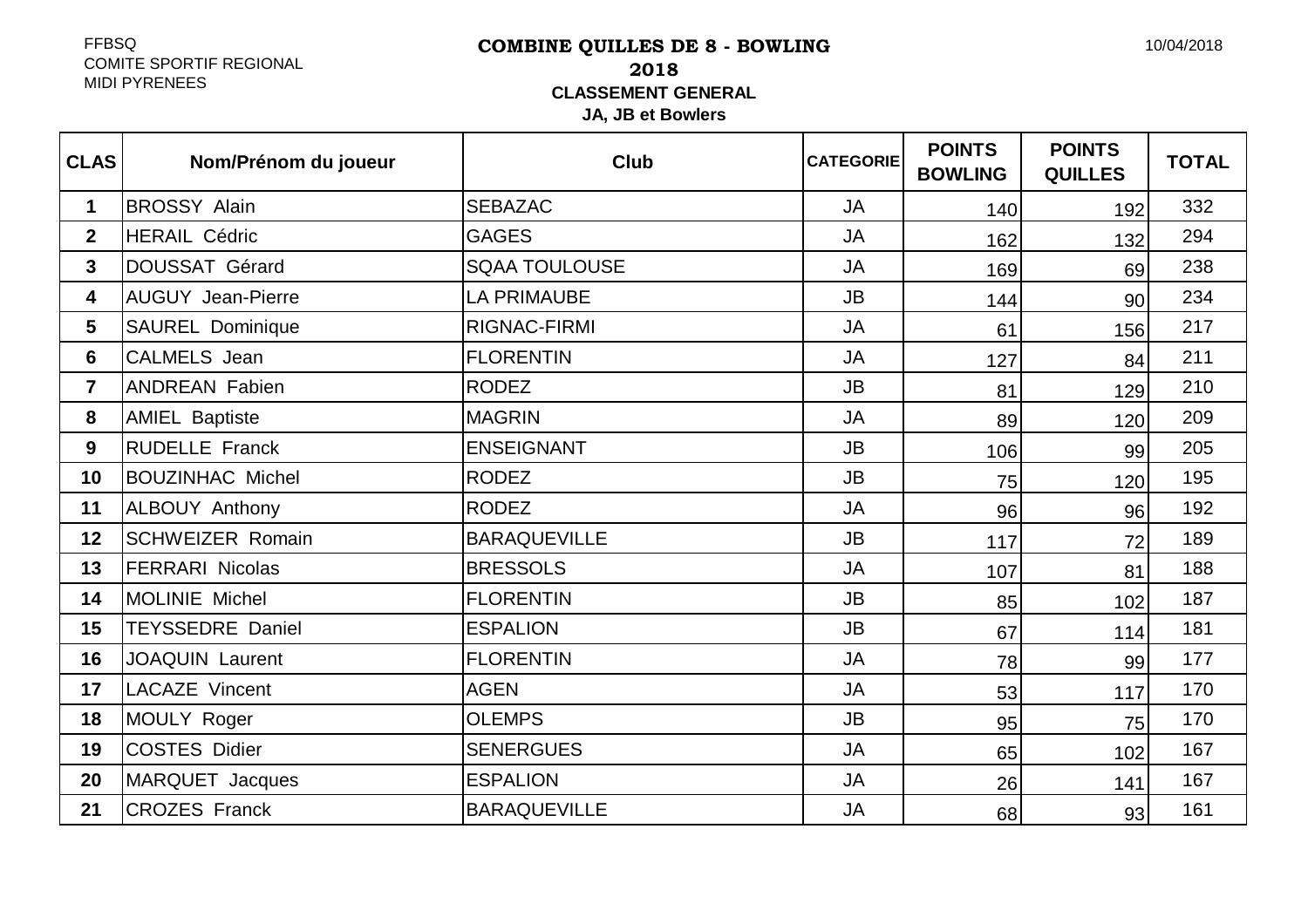FFBSQ
COMITE SPORTIF REGIONAL
MIDI PYRENEES

10/04/2018

# COMBINE QUILLES DE 8 - BOWLING

## 2018

### CLASSEMENT GENERAL

**JA, JB et Bowlers**

| CLAS | Nom/Prénom du joueur | Club | CATEGORIE | POINTS BOWLING | POINTS QUILLES | TOTAL |
|---|---|---|---|---|---|---|
| 1 | BROSSY Alain | SEBAZAC | JA | 140 | 192 | 332 |
| 2 | HERAIL Cédric | GAGES | JA | 162 | 132 | 294 |
| 3 | DOUSSAT Gérard | SQAA TOULOUSE | JA | 169 | 69 | 238 |
| 4 | AUGUY Jean-Pierre | LA PRIMAUBE | JB | 144 | 90 | 234 |
| 5 | SAUREL Dominique | RIGNAC-FIRMI | JA | 61 | 156 | 217 |
| 6 | CALMELS Jean | FLORENTIN | JA | 127 | 84 | 211 |
| 7 | ANDREAN Fabien | RODEZ | JB | 81 | 129 | 210 |
| 8 | AMIEL Baptiste | MAGRIN | JA | 89 | 120 | 209 |
| 9 | RUDELLE Franck | ENSEIGNANT | JB | 106 | 99 | 205 |
| 10 | BOUZINHAC Michel | RODEZ | JB | 75 | 120 | 195 |
| 11 | ALBOUY Anthony | RODEZ | JA | 96 | 96 | 192 |
| 12 | SCHWEIZER Romain | BARAQUEVILLE | JB | 117 | 72 | 189 |
| 13 | FERRARI Nicolas | BRESSOLS | JA | 107 | 81 | 188 |
| 14 | MOLINIE Michel | FLORENTIN | JB | 85 | 102 | 187 |
| 15 | TEYSSEDRE Daniel | ESPALION | JB | 67 | 114 | 181 |
| 16 | JOAQUIN Laurent | FLORENTIN | JA | 78 | 99 | 177 |
| 17 | LACAZE Vincent | AGEN | JA | 53 | 117 | 170 |
| 18 | MOULY Roger | OLEMPS | JB | 95 | 75 | 170 |
| 19 | COSTES Didier | SENERGUES | JA | 65 | 102 | 167 |
| 20 | MARQUET Jacques | ESPALION | JA | 26 | 141 | 167 |
| 21 | CROZES Franck | BARAQUEVILLE | JA | 68 | 93 | 161 |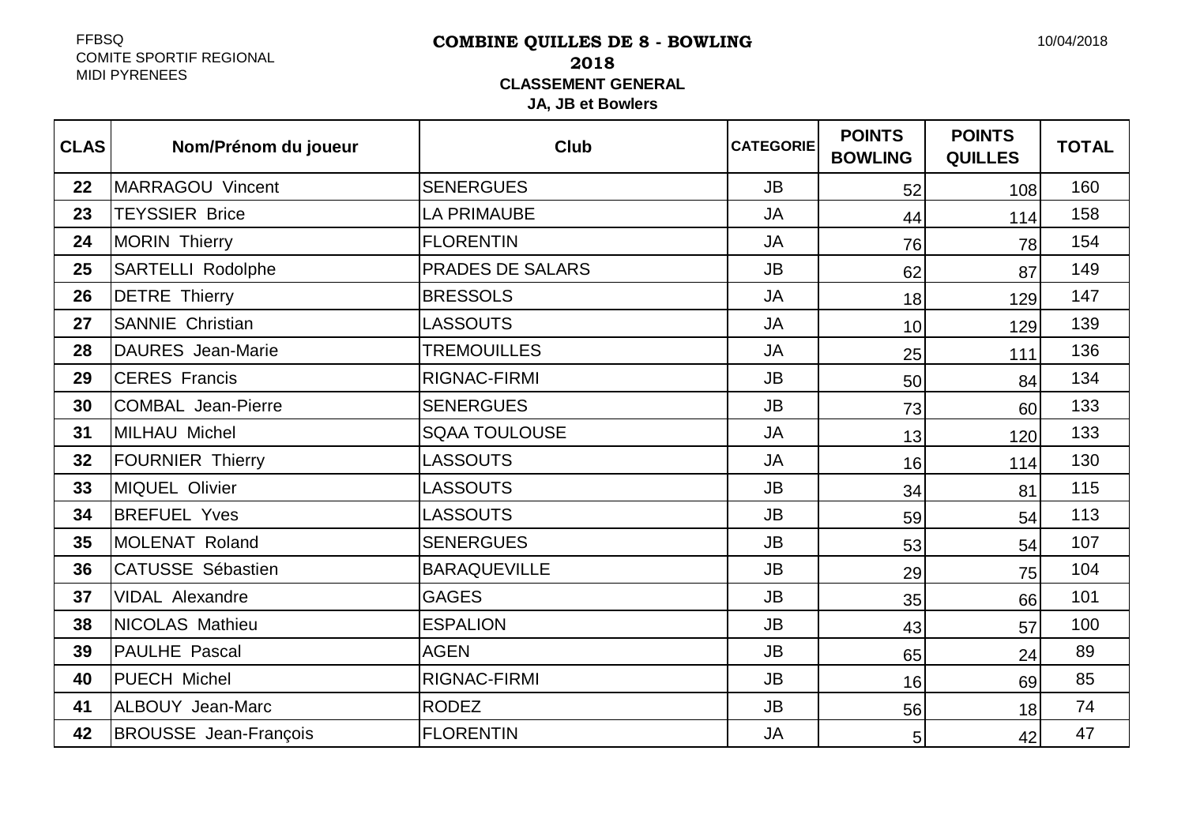FFBSQ
COMITE SPORTIF REGIONAL
MIDI PYRENEES

**COMBINE QUILLES DE 8 - BOWLING**

**2018**

**CLASSEMENT GENERAL**

**JA, JB et Bowlers**

10/04/2018

| CLAS | Nom/Prénom du joueur | Club | CATEGORIE | POINTS BOWLING | POINTS QUILLES | TOTAL |
|---|---|---|---|---|---|---|
| 22 | MARRAGOU Vincent | SENERGUES | JB | 52 | 108 | 160 |
| 23 | TEYSSIER Brice | LA PRIMAUBE | JA | 44 | 114 | 158 |
| 24 | MORIN Thierry | FLORENTIN | JA | 76 | 78 | 154 |
| 25 | SARTELLI Rodolphe | PRADES DE SALARS | JB | 62 | 87 | 149 |
| 26 | DETRE Thierry | BRESSOLS | JA | 18 | 129 | 147 |
| 27 | SANNIE Christian | LASSOUTS | JA | 10 | 129 | 139 |
| 28 | DAURES Jean-Marie | TREMOUILLES | JA | 25 | 111 | 136 |
| 29 | CERES Francis | RIGNAC-FIRMI | JB | 50 | 84 | 134 |
| 30 | COMBAL Jean-Pierre | SENERGUES | JB | 73 | 60 | 133 |
| 31 | MILHAU Michel | SQAA TOULOUSE | JA | 13 | 120 | 133 |
| 32 | FOURNIER Thierry | LASSOUTS | JA | 16 | 114 | 130 |
| 33 | MIQUEL Olivier | LASSOUTS | JB | 34 | 81 | 115 |
| 34 | BREFUEL Yves | LASSOUTS | JB | 59 | 54 | 113 |
| 35 | MOLENAT Roland | SENERGUES | JB | 53 | 54 | 107 |
| 36 | CATUSSE Sébastien | BARAQUEVILLE | JB | 29 | 75 | 104 |
| 37 | VIDAL Alexandre | GAGES | JB | 35 | 66 | 101 |
| 38 | NICOLAS Mathieu | ESPALION | JB | 43 | 57 | 100 |
| 39 | PAULHE Pascal | AGEN | JB | 65 | 24 | 89 |
| 40 | PUECH Michel | RIGNAC-FIRMI | JB | 16 | 69 | 85 |
| 41 | ALBOUY Jean-Marc | RODEZ | JB | 56 | 18 | 74 |
| 42 | BROUSSE Jean-François | FLORENTIN | JA | 5 | 42 | 47 |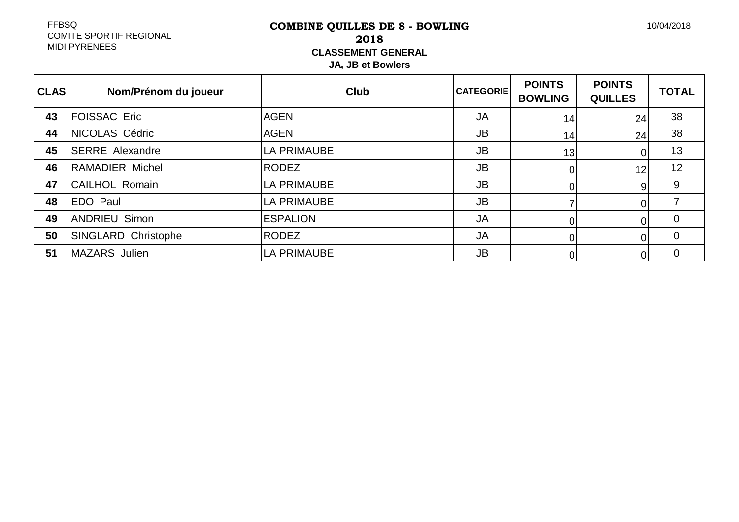FFBSQ
COMITE SPORTIF REGIONAL
MIDI PYRENEES

**COMBINE QUILLES DE 8 - BOWLING**

**2018**

**CLASSEMENT GENERAL**

**JA, JB et Bowlers**

10/04/2018

| CLAS | Nom/Prénom du joueur | Club | CATEGORIE | POINTS BOWLING | POINTS QUILLES | TOTAL |
|---|---|---|---|---|---|---|
| **43** | FOISSAC Eric | AGEN | JA | 14 | 24 | 38 |
| **44** | NICOLAS Cédric | AGEN | JB | 14 | 24 | 38 |
| **45** | SERRE Alexandre | LA PRIMAUBE | JB | 13 | 0 | 13 |
| **46** | RAMADIER Michel | RODEZ | JB | 0 | 12 | 12 |
| **47** | CAILHOL Romain | LA PRIMAUBE | JB | 0 | 9 | 9 |
| **48** | EDO Paul | LA PRIMAUBE | JB | 7 | 0 | 7 |
| **49** | ANDRIEU Simon | ESPALION | JA | 0 | 0 | 0 |
| **50** | SINGLARD Christophe | RODEZ | JA | 0 | 0 | 0 |
| **51** | MAZARS Julien | LA PRIMAUBE | JB | 0 | 0 | 0 |